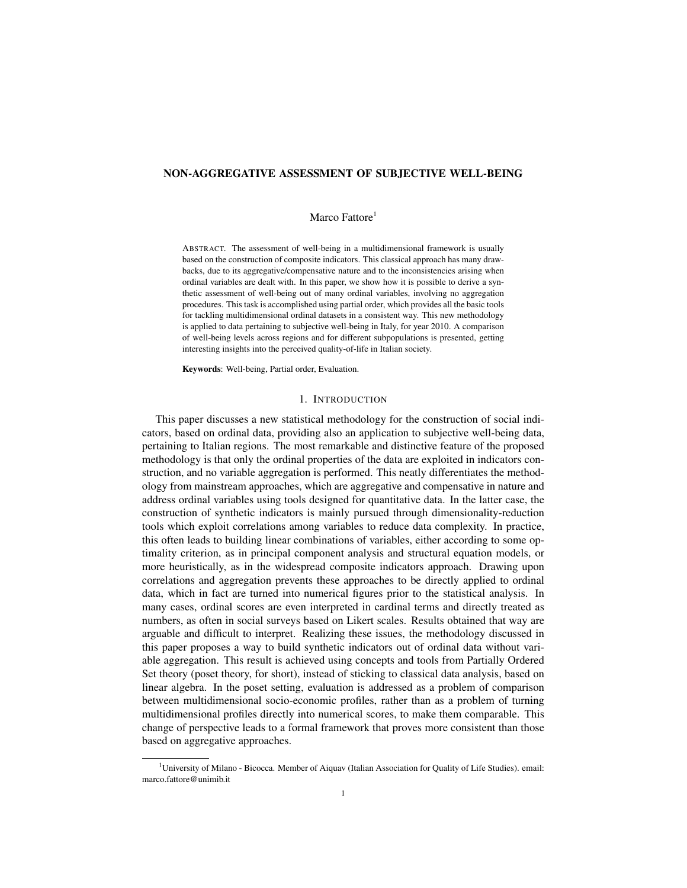# NON-AGGREGATIVE ASSESSMENT OF SUBJECTIVE WELL-BEING

Marco Fattore[1]

ABSTRACT. The assessment of well-being in a multidimensional framework is usually based on the construction of composite indicators. This classical approach has many drawbacks, due to its aggregative/compensative nature and to the inconsistencies arising when ordinal variables are dealt with. In this paper, we show how it is possible to derive a synthetic assessment of well-being out of many ordinal variables, involving no aggregation procedures. This task is accomplished using partial order, which provides all the basic tools for tackling multidimensional ordinal datasets in a consistent way. This new methodology is applied to data pertaining to subjective well-being in Italy, for year 2010. A comparison of well-being levels across regions and for different subpopulations is presented, getting interesting insights into the perceived quality-of-life in Italian society.

**Keywords**: Well-being, Partial order, Evaluation.

## 1. INTRODUCTION

This paper discusses a new statistical methodology for the construction of social indicators, based on ordinal data, providing also an application to subjective well-being data, pertaining to Italian regions. The most remarkable and distinctive feature of the proposed methodology is that only the ordinal properties of the data are exploited in indicators construction, and no variable aggregation is performed. This neatly differentiates the methodology from mainstream approaches, which are aggregative and compensative in nature and address ordinal variables using tools designed for quantitative data. In the latter case, the construction of synthetic indicators is mainly pursued through dimensionality-reduction tools which exploit correlations among variables to reduce data complexity. In practice, this often leads to building linear combinations of variables, either according to some optimality criterion, as in principal component analysis and structural equation models, or more heuristically, as in the widespread composite indicators approach. Drawing upon correlations and aggregation prevents these approaches to be directly applied to ordinal data, which in fact are turned into numerical figures prior to the statistical analysis. In many cases, ordinal scores are even interpreted in cardinal terms and directly treated as numbers, as often in social surveys based on Likert scales. Results obtained that way are arguable and difficult to interpret. Realizing these issues, the methodology discussed in this paper proposes a way to build synthetic indicators out of ordinal data without variable aggregation. This result is achieved using concepts and tools from Partially Ordered Set theory (poset theory, for short), instead of sticking to classical data analysis, based on linear algebra. In the poset setting, evaluation is addressed as a problem of comparison between multidimensional socio-economic profiles, rather than as a problem of turning multidimensional profiles directly into numerical scores, to make them comparable. This change of perspective leads to a formal framework that proves more consistent than those based on aggregative approaches.

[1] University of Milano - Bicocca. Member of Aiquav (Italian Association for Quality of Life Studies). email: marco.fattore@unimib.it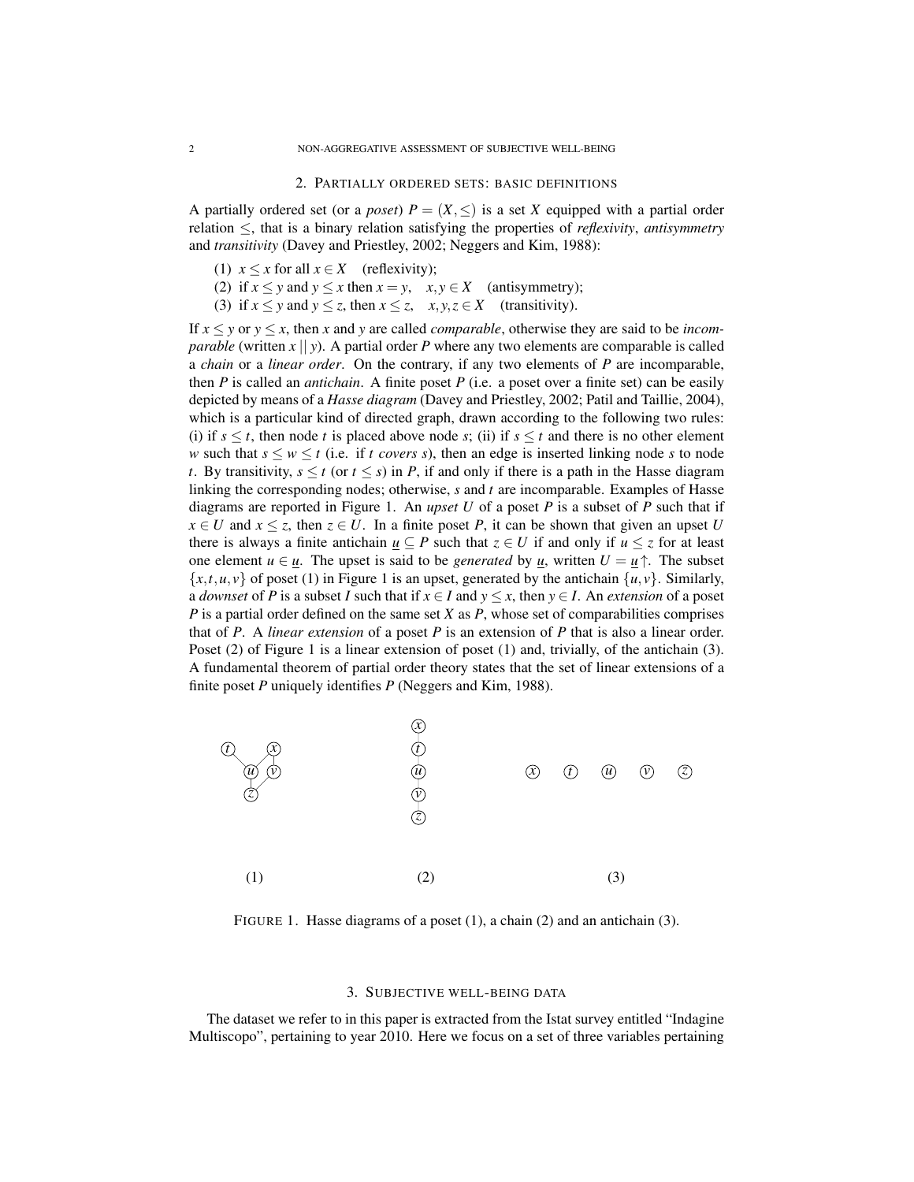## 2. Partially ordered sets: basic definitions

A partially ordered set (or a *poset*) $P = (X, \leq)$ is a set $X$ equipped with a partial order relation $\leq$, that is a binary relation satisfying the properties of *reflexivity*, *antisymmetry* and *transitivity* (Davey and Priestley, 2002; Neggers and Kim, 1988):

(1) $x \leq x$ for all $x \in X$ (reflexivity);
(2) if $x \leq y$ and $y \leq x$ then $x = y$, $x, y \in X$ (antisymmetry);
(3) if $x \leq y$ and $y \leq z$, then $x \leq z$, $x, y, z \in X$ (transitivity).

If $x \leq y$ or $y \leq x$, then $x$ and $y$ are called *comparable*, otherwise they are said to be *incomparable* (written $x \,||\, y$). A partial order $P$ where any two elements are comparable is called a *chain* or a *linear order*. On the contrary, if any two elements of $P$ are incomparable, then $P$ is called an *antichain*. A finite poset $P$ (i.e. a poset over a finite set) can be easily depicted by means of a *Hasse diagram* (Davey and Priestley, 2002; Patil and Taillie, 2004), which is a particular kind of directed graph, drawn according to the following two rules: (i) if $s \leq t$, then node $t$ is placed above node $s$; (ii) if $s \leq t$ and there is no other element $w$ such that $s \leq w \leq t$ (i.e. if $t$ *covers* $s$), then an edge is inserted linking node $s$ to node $t$. By transitivity, $s \leq t$ (or $t \leq s$) in $P$, if and only if there is a path in the Hasse diagram linking the corresponding nodes; otherwise, $s$ and $t$ are incomparable. Examples of Hasse diagrams are reported in Figure 1. An *upset* $U$ of a poset $P$ is a subset of $P$ such that if $x \in U$ and $x \leq z$, then $z \in U$. In a finite poset $P$, it can be shown that given an upset $U$ there is always a finite antichain $\underline{u} \subseteq P$ such that $z \in U$ if and only if $u \leq z$ for at least one element $u \in \underline{u}$. The upset is said to be *generated* by $\underline{u}$, written $U = \underline{u}\uparrow$. The subset $\{x, t, u, v\}$ of poset (1) in Figure 1 is an upset, generated by the antichain $\{u, v\}$. Similarly, a *downset* of $P$ is a subset $I$ such that if $x \in I$ and $y \leq x$, then $y \in I$. An *extension* of a poset $P$ is a partial order defined on the same set $X$ as $P$, whose set of comparabilities comprises that of $P$. A *linear extension* of a poset $P$ is an extension of $P$ that is also a linear order. Poset (2) of Figure 1 is a linear extension of poset (1) and, trivially, of the antichain (3). A fundamental theorem of partial order theory states that the set of linear extensions of a finite poset $P$ uniquely identifies $P$ (Neggers and Kim, 1988).

(1) (2) (3)

Figure 1. Hasse diagrams of a poset (1), a chain (2) and an antichain (3).

## 3. Subjective well-being data

The dataset we refer to in this paper is extracted from the Istat survey entitled "Indagine Multiscopo", pertaining to year 2010. Here we focus on a set of three variables pertaining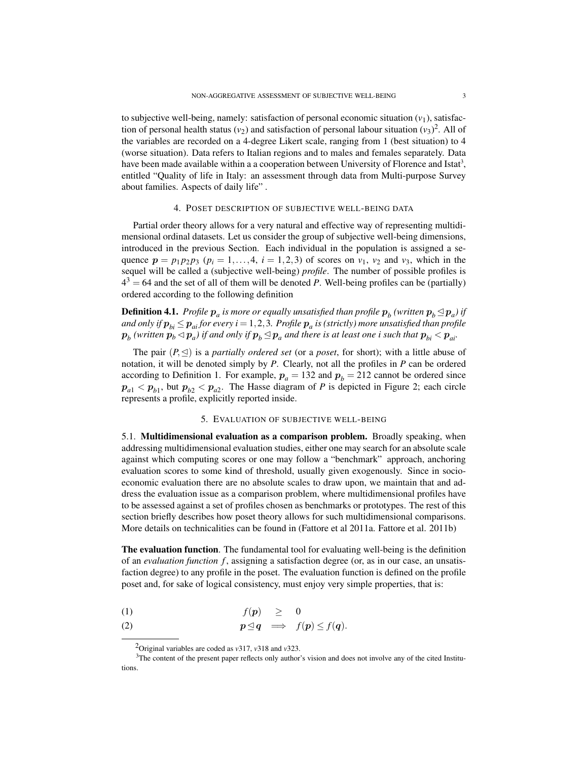to subjective well-being, namely: satisfaction of personal economic situation ($v_1$), satisfaction of personal health status ($v_2$) and satisfaction of personal labour situation ($v_3$)[2]. All of the variables are recorded on a 4-degree Likert scale, ranging from 1 (best situation) to 4 (worse situation). Data refers to Italian regions and to males and females separately. Data have been made available within a a cooperation between University of Florence and Istat[3], entitled "Quality of life in Italy: an assessment through data from Multi-purpose Survey about families. Aspects of daily life" .

## 4. Poset description of subjective well-being data

Partial order theory allows for a very natural and effective way of representing multidimensional ordinal datasets. Let us consider the group of subjective well-being dimensions, introduced in the previous Section. Each individual in the population is assigned a sequence $\boldsymbol{p} = p_1 p_2 p_3$ ($p_i = 1, \ldots, 4$, $i = 1,2,3$) of scores on $v_1$, $v_2$ and $v_3$, which in the sequel will be called a (subjective well-being) *profile*. The number of possible profiles is $4^3 = 64$ and the set of all of them will be denoted $P$. Well-being profiles can be (partially) ordered according to the following definition

**Definition 4.1.** *Profile $\boldsymbol{p}_a$ is more or equally unsatisfied than profile $\boldsymbol{p}_b$ (written $\boldsymbol{p}_b \trianglelefteq \boldsymbol{p}_a$) if and only if $\boldsymbol{p}_{bi} \leq \boldsymbol{p}_{ai}$ for every $i = 1,2,3$. Profile $\boldsymbol{p}_a$ is (strictly) more unsatisfied than profile $\boldsymbol{p}_b$ (written $\boldsymbol{p}_b \triangleleft \boldsymbol{p}_a$) if and only if $\boldsymbol{p}_b \trianglelefteq \boldsymbol{p}_a$ and there is at least one $i$ such that $\boldsymbol{p}_{bi} < \boldsymbol{p}_{ai}$.*

The pair $(P, \trianglelefteq)$ is a *partially ordered set* (or a *poset*, for short); with a little abuse of notation, it will be denoted simply by $P$. Clearly, not all the profiles in $P$ can be ordered according to Definition 1. For example, $\boldsymbol{p}_a = 132$ and $\boldsymbol{p}_b = 212$ cannot be ordered since $\boldsymbol{p}_{a1} < \boldsymbol{p}_{b1}$, but $\boldsymbol{p}_{b2} < \boldsymbol{p}_{a2}$. The Hasse diagram of $P$ is depicted in Figure 2; each circle represents a profile, explicitly reported inside.

## 5. Evaluation of subjective well-being

### 5.1. Multidimensional evaluation as a comparison problem.

Broadly speaking, when addressing multidimensional evaluation studies, either one may search for an absolute scale against which computing scores or one may follow a "benchmark" approach, anchoring evaluation scores to some kind of threshold, usually given exogenously. Since in socio-economic evaluation there are no absolute scales to draw upon, we maintain that and address the evaluation issue as a comparison problem, where multidimensional profiles have to be assessed against a set of profiles chosen as benchmarks or prototypes. The rest of this section briefly describes how poset theory allows for such multidimensional comparisons. More details on technicalities can be found in (Fattore et al 2011a. Fattore et al. 2011b)

**The evaluation function**. The fundamental tool for evaluating well-being is the definition of an *evaluation function* $f$, assigning a satisfaction degree (or, as in our case, an unsatisfaction degree) to any profile in the poset. The evaluation function is defined on the profile poset and, for sake of logical consistency, must enjoy very simple properties, that is:

$$f(\boldsymbol{p}) \geq 0 \tag{1}$$

$$\boldsymbol{p} \trianglelefteq \boldsymbol{q} \implies f(\boldsymbol{p}) \leq f(\boldsymbol{q}). \tag{2}$$

---

[2] Original variables are coded as $v317$, $v318$ and $v323$.

[3] The content of the present paper reflects only author's vision and does not involve any of the cited Institutions.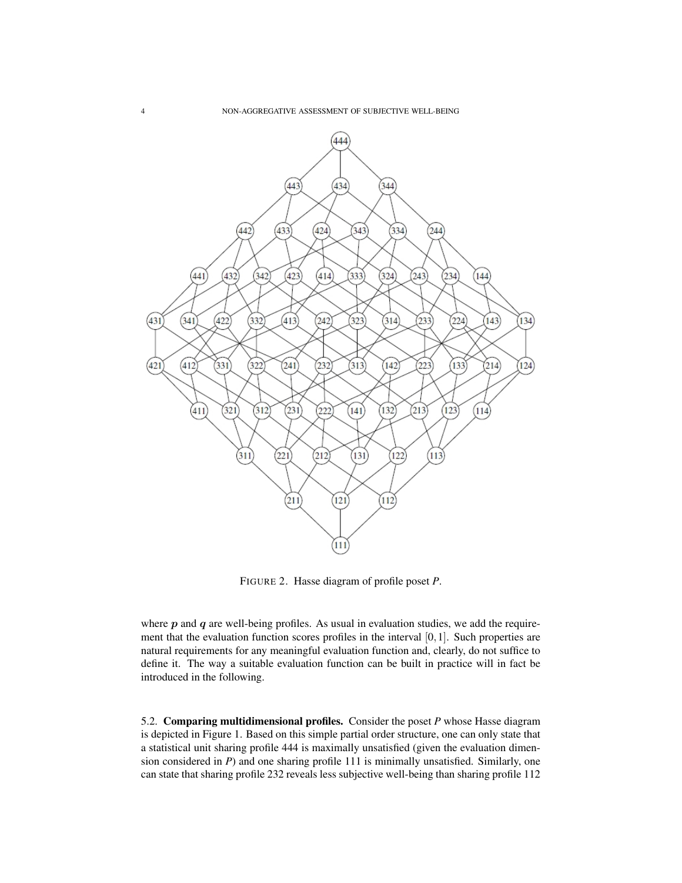FIGURE 2. Hasse diagram of profile poset $P$.

where $\boldsymbol{p}$ and $\boldsymbol{q}$ are well-being profiles. As usual in evaluation studies, we add the requirement that the evaluation function scores profiles in the interval $[0,1]$. Such properties are natural requirements for any meaningful evaluation function and, clearly, do not suffice to define it. The way a suitable evaluation function can be built in practice will in fact be introduced in the following.

### 5.2. Comparing multidimensional profiles.

Consider the poset $P$ whose Hasse diagram is depicted in Figure 1. Based on this simple partial order structure, one can only state that a statistical unit sharing profile 444 is maximally unsatisfied (given the evaluation dimension considered in $P$) and one sharing profile 111 is minimally unsatisfied. Similarly, one can state that sharing profile 232 reveals less subjective well-being than sharing profile 112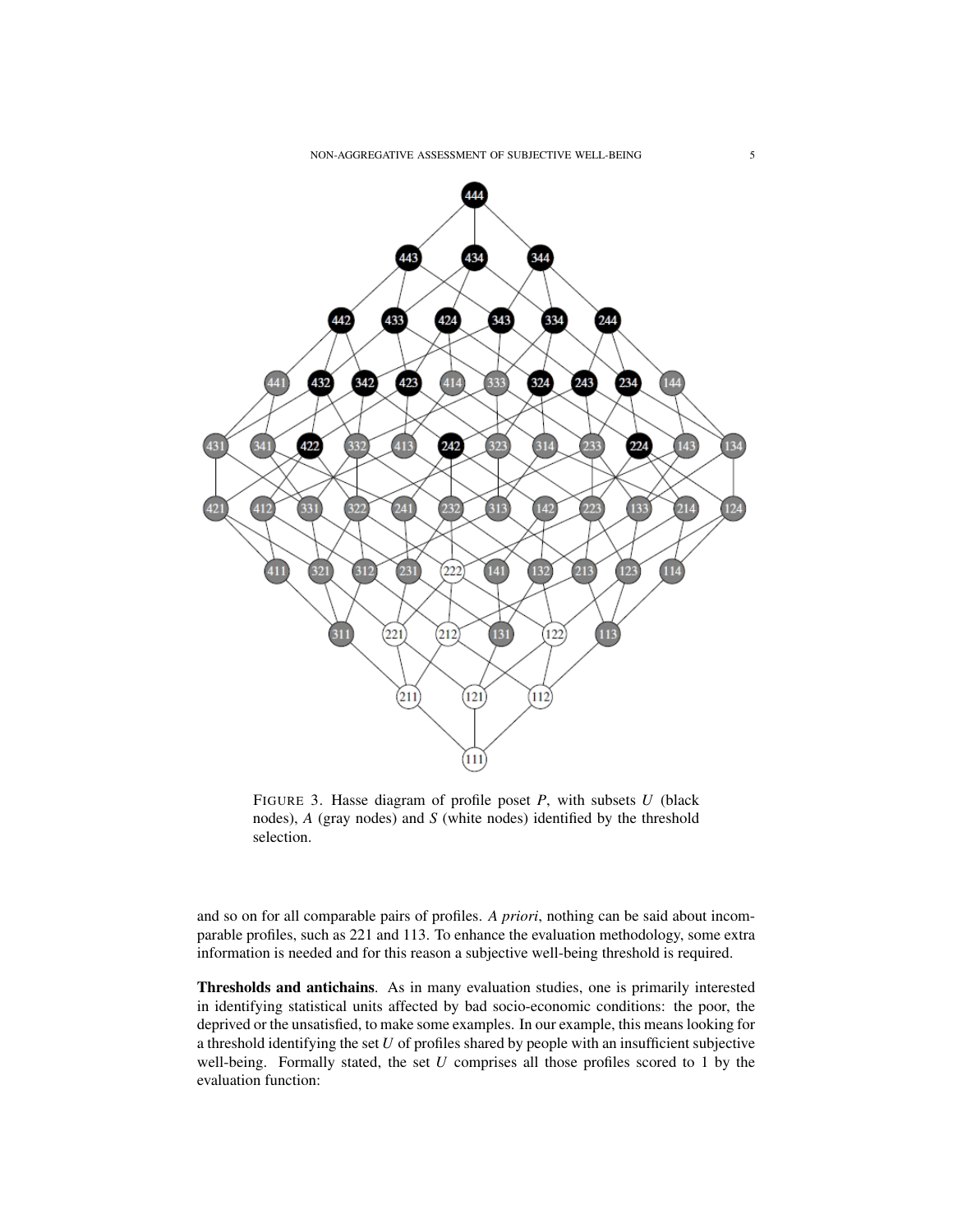FIGURE 3. Hasse diagram of profile poset $P$, with subsets $U$ (black nodes), $A$ (gray nodes) and $S$ (white nodes) identified by the threshold selection.

and so on for all comparable pairs of profiles. *A priori*, nothing can be said about incomparable profiles, such as 221 and 113. To enhance the evaluation methodology, some extra information is needed and for this reason a subjective well-being threshold is required.

**Thresholds and antichains**. As in many evaluation studies, one is primarily interested in identifying statistical units affected by bad socio-economic conditions: the poor, the deprived or the unsatisfied, to make some examples. In our example, this means looking for a threshold identifying the set $U$ of profiles shared by people with an insufficient subjective well-being. Formally stated, the set $U$ comprises all those profiles scored to 1 by the evaluation function: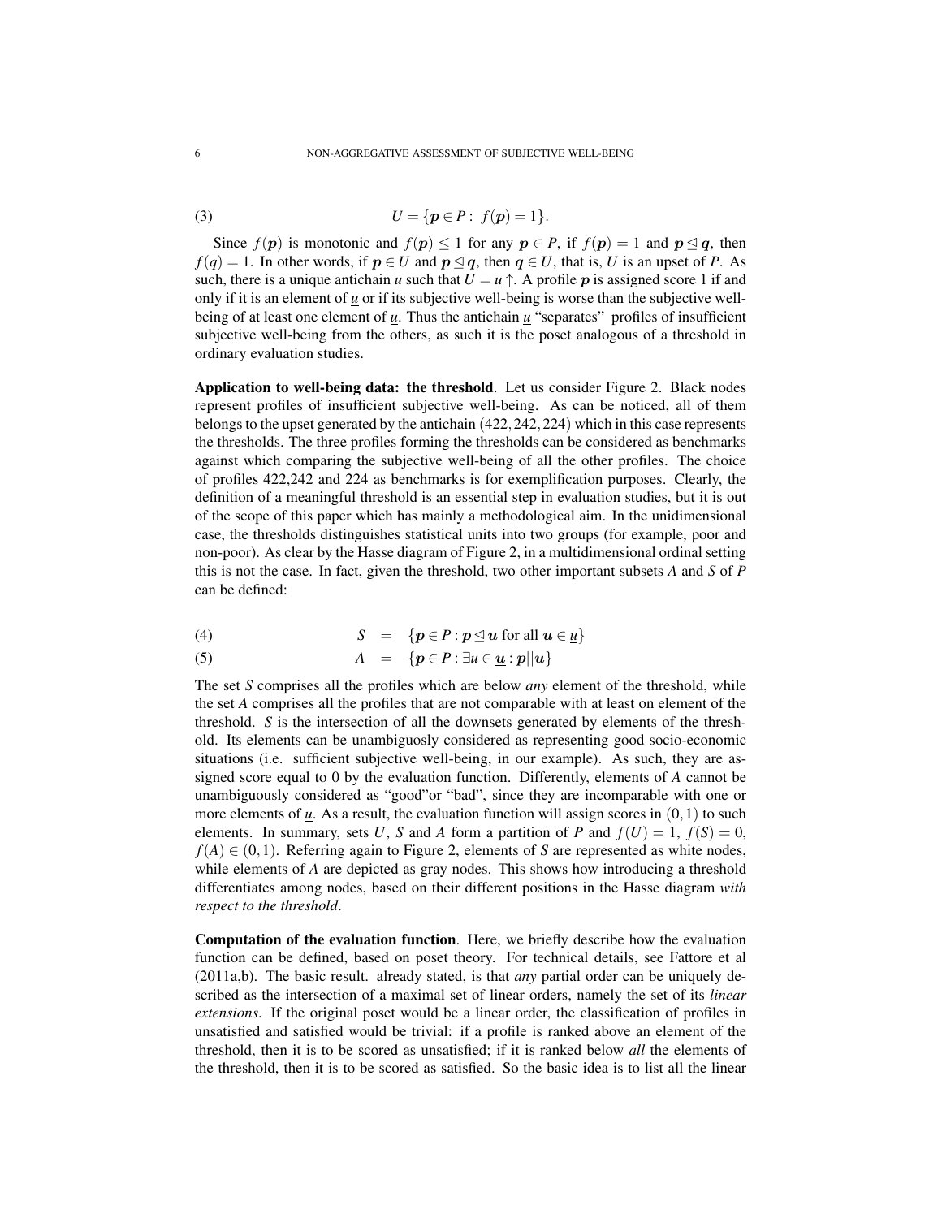$$U = \{\boldsymbol{p} \in P: \; f(\boldsymbol{p}) = 1\}. \tag{3}$$

Since $f(\boldsymbol{p})$ is monotonic and $f(\boldsymbol{p}) \leq 1$ for any $\boldsymbol{p} \in P$, if $f(\boldsymbol{p}) = 1$ and $\boldsymbol{p} \trianglelefteq \boldsymbol{q}$, then $f(q) = 1$. In other words, if $\boldsymbol{p} \in U$ and $\boldsymbol{p} \trianglelefteq \boldsymbol{q}$, then $\boldsymbol{q} \in U$, that is, $U$ is an upset of $P$. As such, there is a unique antichain $\underline{u}$ such that $U = \underline{u} \uparrow$. A profile $\boldsymbol{p}$ is assigned score 1 if and only if it is an element of $\underline{u}$ or if its subjective well-being is worse than the subjective well-being of at least one element of $\underline{u}$. Thus the antichain $\underline{u}$ "separates" profiles of insufficient subjective well-being from the others, as such it is the poset analogous of a threshold in ordinary evaluation studies.

**Application to well-being data: the threshold**. Let us consider Figure 2. Black nodes represent profiles of insufficient subjective well-being. As can be noticed, all of them belongs to the upset generated by the antichain $(422, 242, 224)$ which in this case represents the thresholds. The three profiles forming the thresholds can be considered as benchmarks against which comparing the subjective well-being of all the other profiles. The choice of profiles 422,242 and 224 as benchmarks is for exemplification purposes. Clearly, the definition of a meaningful threshold is an essential step in evaluation studies, but it is out of the scope of this paper which has mainly a methodological aim. In the unidimensional case, the thresholds distinguishes statistical units into two groups (for example, poor and non-poor). As clear by the Hasse diagram of Figure 2, in a multidimensional ordinal setting this is not the case. In fact, given the threshold, two other important subsets $A$ and $S$ of $P$ can be defined:

$$S = \{\boldsymbol{p} \in P : \boldsymbol{p} \trianglelefteq \boldsymbol{u} \text{ for all } \boldsymbol{u} \in \underline{u}\} \tag{4}$$

$$A = \{\boldsymbol{p} \in P : \exists u \in \underline{\boldsymbol{u}} : \boldsymbol{p} || \boldsymbol{u}\} \tag{5}$$

The set $S$ comprises all the profiles which are below *any* element of the threshold, while the set $A$ comprises all the profiles that are not comparable with at least on element of the threshold. $S$ is the intersection of all the downsets generated by elements of the threshold. Its elements can be unambiguously considered as representing good socio-economic situations (i.e. sufficient subjective well-being, in our example). As such, they are assigned score equal to 0 by the evaluation function. Differently, elements of $A$ cannot be unambiguously considered as "good"or "bad", since they are incomparable with one or more elements of $\underline{u}$. As a result, the evaluation function will assign scores in $(0, 1)$ to such elements. In summary, sets $U$, $S$ and $A$ form a partition of $P$ and $f(U) = 1$, $f(S) = 0$, $f(A) \in (0, 1)$. Referring again to Figure 2, elements of $S$ are represented as white nodes, while elements of $A$ are depicted as gray nodes. This shows how introducing a threshold differentiates among nodes, based on their different positions in the Hasse diagram *with respect to the threshold*.

**Computation of the evaluation function**. Here, we briefly describe how the evaluation function can be defined, based on poset theory. For technical details, see Fattore et al (2011a,b). The basic result. already stated, is that *any* partial order can be uniquely described as the intersection of a maximal set of linear orders, namely the set of its *linear extensions*. If the original poset would be a linear order, the classification of profiles in unsatisfied and satisfied would be trivial: if a profile is ranked above an element of the threshold, then it is to be scored as unsatisfied; if it is ranked below *all* the elements of the threshold, then it is to be scored as satisfied. So the basic idea is to list all the linear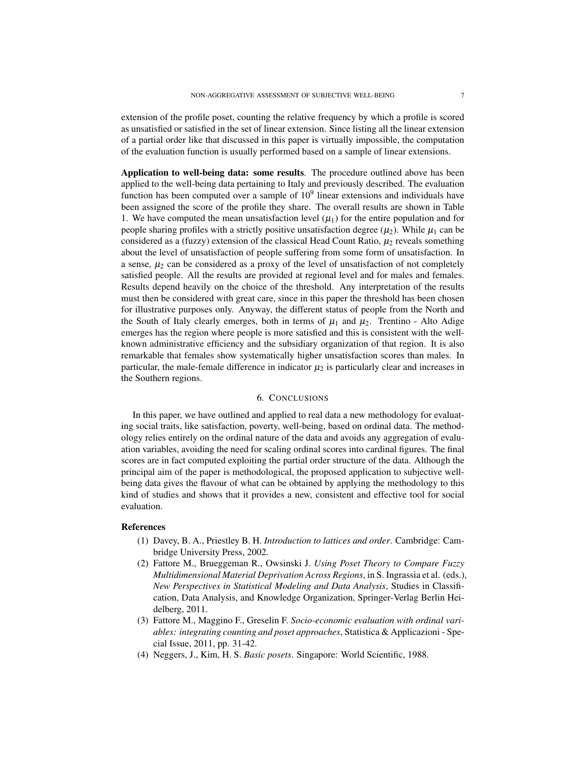extension of the profile poset, counting the relative frequency by which a profile is scored as unsatisfied or satisfied in the set of linear extension. Since listing all the linear extension of a partial order like that discussed in this paper is virtually impossible, the computation of the evaluation function is usually performed based on a sample of linear extensions.

**Application to well-being data: some results**. The procedure outlined above has been applied to the well-being data pertaining to Italy and previously described. The evaluation function has been computed over a sample of $10^9$ linear extensions and individuals have been assigned the score of the profile they share. The overall results are shown in Table 1. We have computed the mean unsatisfaction level ($\mu_1$) for the entire population and for people sharing profiles with a strictly positive unsatisfaction degree ($\mu_2$). While $\mu_1$ can be considered as a (fuzzy) extension of the classical Head Count Ratio, $\mu_2$ reveals something about the level of unsatisfaction of people suffering from some form of unsatisfaction. In a sense, $\mu_2$ can be considered as a proxy of the level of unsatisfaction of not completely satisfied people. All the results are provided at regional level and for males and females. Results depend heavily on the choice of the threshold. Any interpretation of the results must then be considered with great care, since in this paper the threshold has been chosen for illustrative purposes only. Anyway, the different status of people from the North and the South of Italy clearly emerges, both in terms of $\mu_1$ and $\mu_2$. Trentino - Alto Adige emerges has the region where people is more satisfied and this is consistent with the well-known administrative efficiency and the subsidiary organization of that region. It is also remarkable that females show systematically higher unsatisfaction scores than males. In particular, the male-female difference in indicator $\mu_2$ is particularly clear and increases in the Southern regions.

## 6. Conclusions

In this paper, we have outlined and applied to real data a new methodology for evaluating social traits, like satisfaction, poverty, well-being, based on ordinal data. The methodology relies entirely on the ordinal nature of the data and avoids any aggregation of evaluation variables, avoiding the need for scaling ordinal scores into cardinal figures. The final scores are in fact computed exploiting the partial order structure of the data. Although the principal aim of the paper is methodological, the proposed application to subjective well-being data gives the flavour of what can be obtained by applying the methodology to this kind of studies and shows that it provides a new, consistent and effective tool for social evaluation.

### References

(1) Davey, B. A., Priestley B. H. *Introduction to lattices and order*. Cambridge: Cambridge University Press, 2002.

(2) Fattore M., Brueggeman R., Owsinski J. *Using Poset Theory to Compare Fuzzy Multidimensional Material Deprivation Across Regions*, in S. Ingrassia et al. (eds.), *New Perspectives in Statistical Modeling and Data Analysis*, Studies in Classification, Data Analysis, and Knowledge Organization, Springer-Verlag Berlin Heidelberg, 2011.

(3) Fattore M., Maggino F., Greselin F. *Socio-economic evaluation with ordinal variables: integrating counting and poset approaches*, Statistica & Applicazioni - Special Issue, 2011, pp. 31-42.

(4) Neggers, J., Kim, H. S. *Basic posets*. Singapore: World Scientific, 1988.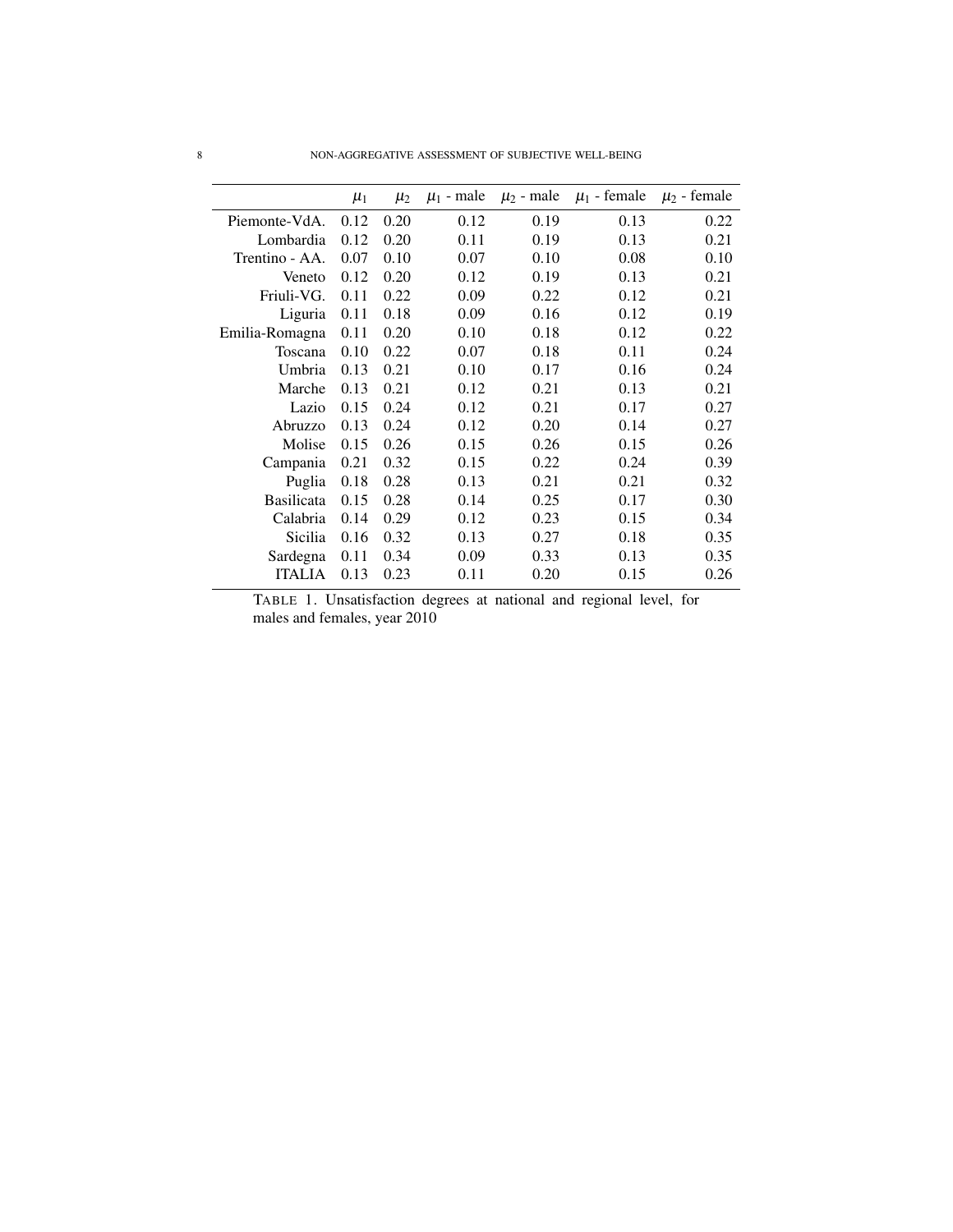| | $\mu_1$ | $\mu_2$ | $\mu_1$ - male | $\mu_2$ - male | $\mu_1$ - female | $\mu_2$ - female |
|---|---|---|---|---|---|---|
| Piemonte-VdA. | 0.12 | 0.20 | 0.12 | 0.19 | 0.13 | 0.22 |
| Lombardia | 0.12 | 0.20 | 0.11 | 0.19 | 0.13 | 0.21 |
| Trentino - AA. | 0.07 | 0.10 | 0.07 | 0.10 | 0.08 | 0.10 |
| Veneto | 0.12 | 0.20 | 0.12 | 0.19 | 0.13 | 0.21 |
| Friuli-VG. | 0.11 | 0.22 | 0.09 | 0.22 | 0.12 | 0.21 |
| Liguria | 0.11 | 0.18 | 0.09 | 0.16 | 0.12 | 0.19 |
| Emilia-Romagna | 0.11 | 0.20 | 0.10 | 0.18 | 0.12 | 0.22 |
| Toscana | 0.10 | 0.22 | 0.07 | 0.18 | 0.11 | 0.24 |
| Umbria | 0.13 | 0.21 | 0.10 | 0.17 | 0.16 | 0.24 |
| Marche | 0.13 | 0.21 | 0.12 | 0.21 | 0.13 | 0.21 |
| Lazio | 0.15 | 0.24 | 0.12 | 0.21 | 0.17 | 0.27 |
| Abruzzo | 0.13 | 0.24 | 0.12 | 0.20 | 0.14 | 0.27 |
| Molise | 0.15 | 0.26 | 0.15 | 0.26 | 0.15 | 0.26 |
| Campania | 0.21 | 0.32 | 0.15 | 0.22 | 0.24 | 0.39 |
| Puglia | 0.18 | 0.28 | 0.13 | 0.21 | 0.21 | 0.32 |
| Basilicata | 0.15 | 0.28 | 0.14 | 0.25 | 0.17 | 0.30 |
| Calabria | 0.14 | 0.29 | 0.12 | 0.23 | 0.15 | 0.34 |
| Sicilia | 0.16 | 0.32 | 0.13 | 0.27 | 0.18 | 0.35 |
| Sardegna | 0.11 | 0.34 | 0.09 | 0.33 | 0.13 | 0.35 |
| ITALIA | 0.13 | 0.23 | 0.11 | 0.20 | 0.15 | 0.26 |

TABLE 1. Unsatisfaction degrees at national and regional level, for males and females, year 2010